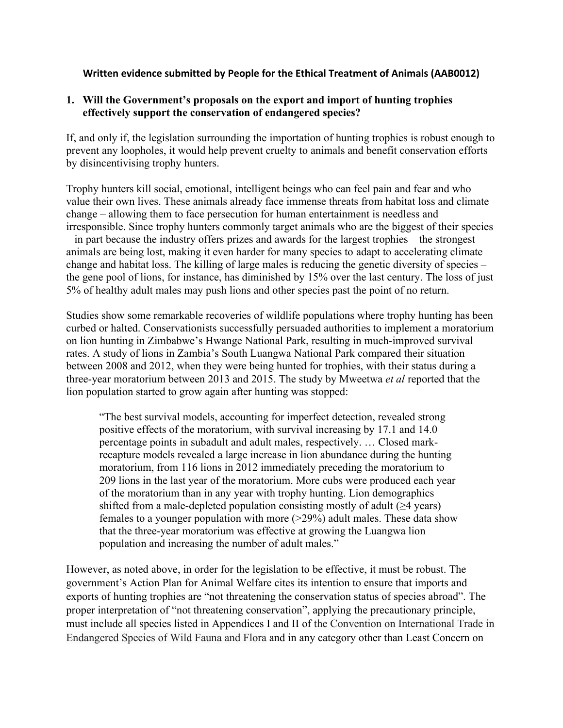**Written evidence submitted by People for the Ethical Treatment of Animals (AAB0012)**

## 1. Will the Government's proposals on the export and import of hunting trophies effectively support the conservation of endangered species?

If, and only if, the legislation surrounding the importation of hunting trophies is robust enough to prevent any loopholes, it would help prevent cruelty to animals and benefit conservation efforts by disincentivising trophy hunters.

Trophy hunters kill social, emotional, intelligent beings who can feel pain and fear and who value their own lives. These animals already face immense threats from habitat loss and climate change – allowing them to face persecution for human entertainment is needless and irresponsible. Since trophy hunters commonly target animals who are the biggest of their species – in part because the industry offers prizes and awards for the largest trophies – the strongest animals are being lost, making it even harder for many species to adapt to accelerating climate change and habitat loss. The killing of large males is reducing the genetic diversity of species – the gene pool of lions, for instance, has diminished by 15% over the last century. The loss of just 5% of healthy adult males may push lions and other species past the point of no return.

Studies show some remarkable recoveries of wildlife populations where trophy hunting has been curbed or halted. Conservationists successfully persuaded authorities to implement a moratorium on lion hunting in Zimbabwe's Hwange National Park, resulting in much-improved survival rates. A study of lions in Zambia's South Luangwa National Park compared their situation between 2008 and 2012, when they were being hunted for trophies, with their status during a three-year moratorium between 2013 and 2015. The study by Mweetwa *et al* reported that the lion population started to grow again after hunting was stopped:

> "The best survival models, accounting for imperfect detection, revealed strong positive effects of the moratorium, with survival increasing by 17.1 and 14.0 percentage points in subadult and adult males, respectively. … Closed mark-recapture models revealed a large increase in lion abundance during the hunting moratorium, from 116 lions in 2012 immediately preceding the moratorium to 209 lions in the last year of the moratorium. More cubs were produced each year of the moratorium than in any year with trophy hunting. Lion demographics shifted from a male-depleted population consisting mostly of adult (≥4 years) females to a younger population with more (>29%) adult males. These data show that the three-year moratorium was effective at growing the Luangwa lion population and increasing the number of adult males."

However, as noted above, in order for the legislation to be effective, it must be robust. The government's Action Plan for Animal Welfare cites its intention to ensure that imports and exports of hunting trophies are "not threatening the conservation status of species abroad". The proper interpretation of "not threatening conservation", applying the precautionary principle, must include all species listed in Appendices I and II of the Convention on International Trade in Endangered Species of Wild Fauna and Flora and in any category other than Least Concern on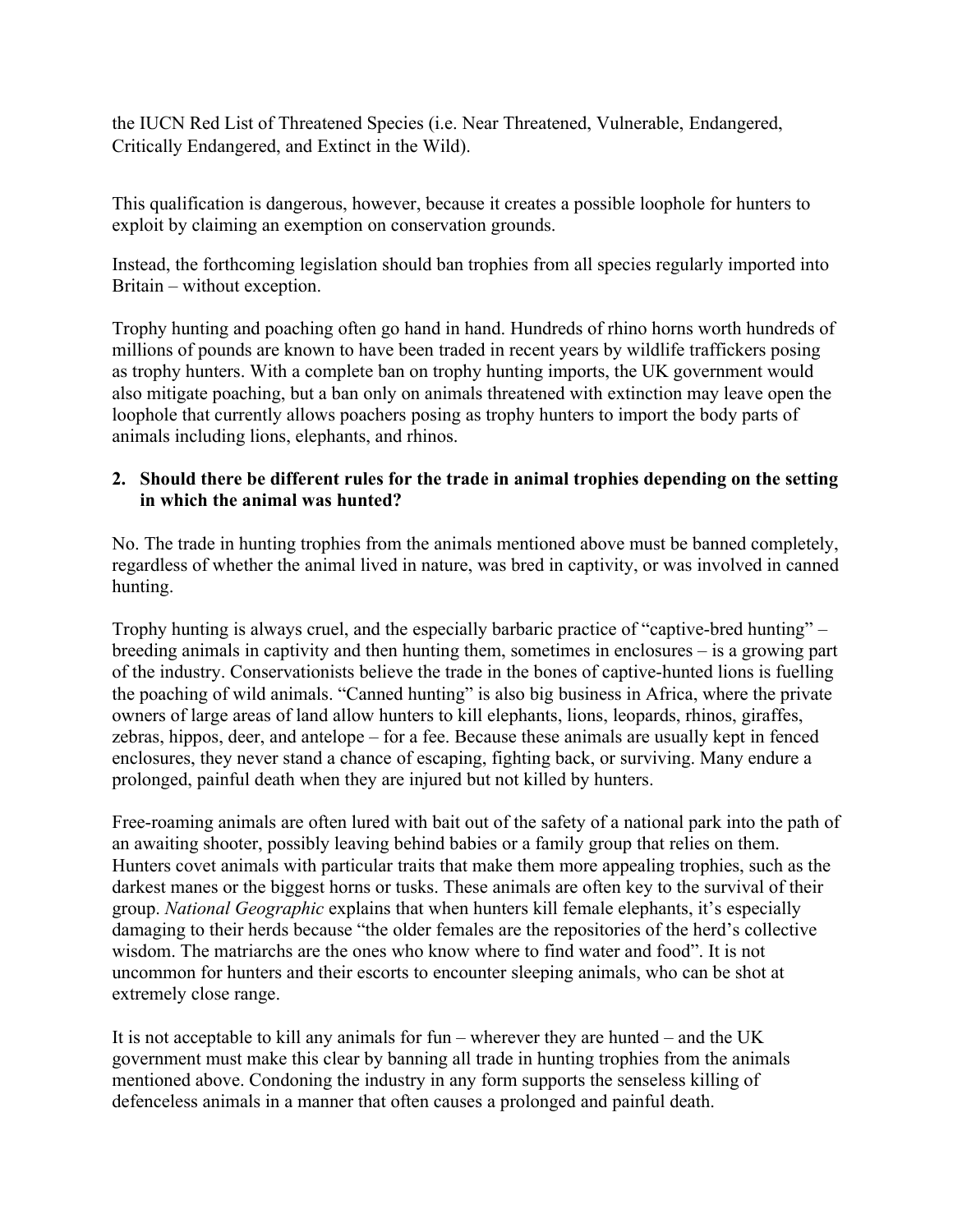the IUCN Red List of Threatened Species (i.e. Near Threatened, Vulnerable, Endangered, Critically Endangered, and Extinct in the Wild).

This qualification is dangerous, however, because it creates a possible loophole for hunters to exploit by claiming an exemption on conservation grounds.

Instead, the forthcoming legislation should ban trophies from all species regularly imported into Britain – without exception.

Trophy hunting and poaching often go hand in hand. Hundreds of rhino horns worth hundreds of millions of pounds are known to have been traded in recent years by wildlife traffickers posing as trophy hunters. With a complete ban on trophy hunting imports, the UK government would also mitigate poaching, but a ban only on animals threatened with extinction may leave open the loophole that currently allows poachers posing as trophy hunters to import the body parts of animals including lions, elephants, and rhinos.

2. **Should there be different rules for the trade in animal trophies depending on the setting in which the animal was hunted?**

No. The trade in hunting trophies from the animals mentioned above must be banned completely, regardless of whether the animal lived in nature, was bred in captivity, or was involved in canned hunting.

Trophy hunting is always cruel, and the especially barbaric practice of "captive-bred hunting" – breeding animals in captivity and then hunting them, sometimes in enclosures – is a growing part of the industry. Conservationists believe the trade in the bones of captive-hunted lions is fuelling the poaching of wild animals. "Canned hunting" is also big business in Africa, where the private owners of large areas of land allow hunters to kill elephants, lions, leopards, rhinos, giraffes, zebras, hippos, deer, and antelope – for a fee. Because these animals are usually kept in fenced enclosures, they never stand a chance of escaping, fighting back, or surviving. Many endure a prolonged, painful death when they are injured but not killed by hunters.

Free-roaming animals are often lured with bait out of the safety of a national park into the path of an awaiting shooter, possibly leaving behind babies or a family group that relies on them. Hunters covet animals with particular traits that make them more appealing trophies, such as the darkest manes or the biggest horns or tusks. These animals are often key to the survival of their group. *National Geographic* explains that when hunters kill female elephants, it's especially damaging to their herds because "the older females are the repositories of the herd's collective wisdom. The matriarchs are the ones who know where to find water and food". It is not uncommon for hunters and their escorts to encounter sleeping animals, who can be shot at extremely close range.

It is not acceptable to kill any animals for fun – wherever they are hunted – and the UK government must make this clear by banning all trade in hunting trophies from the animals mentioned above. Condoning the industry in any form supports the senseless killing of defenceless animals in a manner that often causes a prolonged and painful death.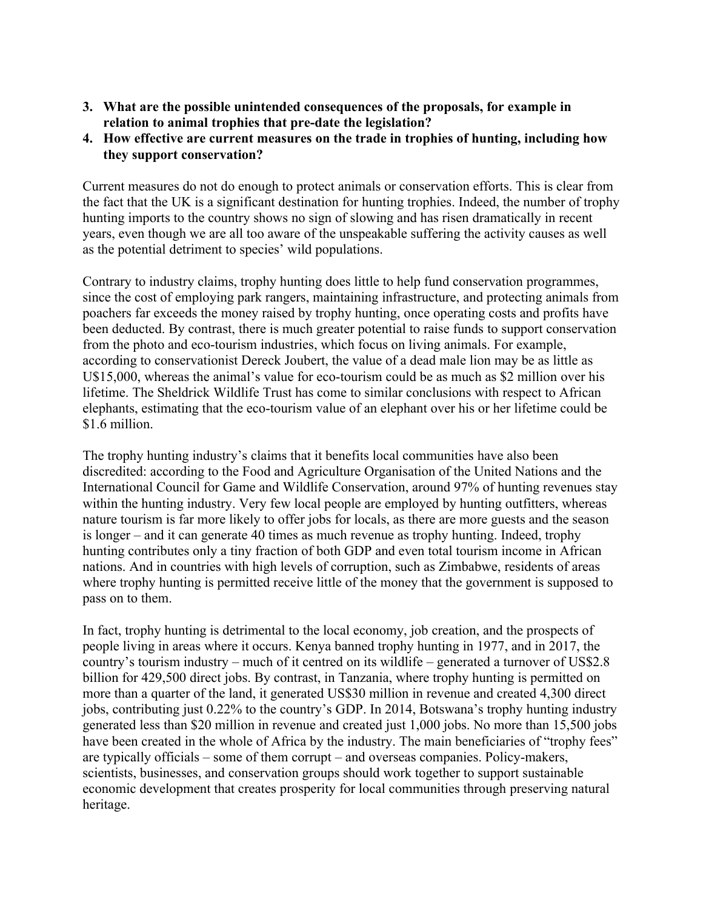3. **What are the possible unintended consequences of the proposals, for example in relation to animal trophies that pre-date the legislation?**
4. **How effective are current measures on the trade in trophies of hunting, including how they support conservation?**

Current measures do not do enough to protect animals or conservation efforts. This is clear from the fact that the UK is a significant destination for hunting trophies. Indeed, the number of trophy hunting imports to the country shows no sign of slowing and has risen dramatically in recent years, even though we are all too aware of the unspeakable suffering the activity causes as well as the potential detriment to species' wild populations.

Contrary to industry claims, trophy hunting does little to help fund conservation programmes, since the cost of employing park rangers, maintaining infrastructure, and protecting animals from poachers far exceeds the money raised by trophy hunting, once operating costs and profits have been deducted. By contrast, there is much greater potential to raise funds to support conservation from the photo and eco-tourism industries, which focus on living animals. For example, according to conservationist Dereck Joubert, the value of a dead male lion may be as little as U$15,000, whereas the animal's value for eco-tourism could be as much as $2 million over his lifetime. The Sheldrick Wildlife Trust has come to similar conclusions with respect to African elephants, estimating that the eco-tourism value of an elephant over his or her lifetime could be $1.6 million.

The trophy hunting industry's claims that it benefits local communities have also been discredited: according to the Food and Agriculture Organisation of the United Nations and the International Council for Game and Wildlife Conservation, around 97% of hunting revenues stay within the hunting industry. Very few local people are employed by hunting outfitters, whereas nature tourism is far more likely to offer jobs for locals, as there are more guests and the season is longer – and it can generate 40 times as much revenue as trophy hunting. Indeed, trophy hunting contributes only a tiny fraction of both GDP and even total tourism income in African nations. And in countries with high levels of corruption, such as Zimbabwe, residents of areas where trophy hunting is permitted receive little of the money that the government is supposed to pass on to them.

In fact, trophy hunting is detrimental to the local economy, job creation, and the prospects of people living in areas where it occurs. Kenya banned trophy hunting in 1977, and in 2017, the country's tourism industry – much of it centred on its wildlife – generated a turnover of US$2.8 billion for 429,500 direct jobs. By contrast, in Tanzania, where trophy hunting is permitted on more than a quarter of the land, it generated US$30 million in revenue and created 4,300 direct jobs, contributing just 0.22% to the country's GDP. In 2014, Botswana's trophy hunting industry generated less than $20 million in revenue and created just 1,000 jobs. No more than 15,500 jobs have been created in the whole of Africa by the industry. The main beneficiaries of "trophy fees" are typically officials – some of them corrupt – and overseas companies. Policy-makers, scientists, businesses, and conservation groups should work together to support sustainable economic development that creates prosperity for local communities through preserving natural heritage.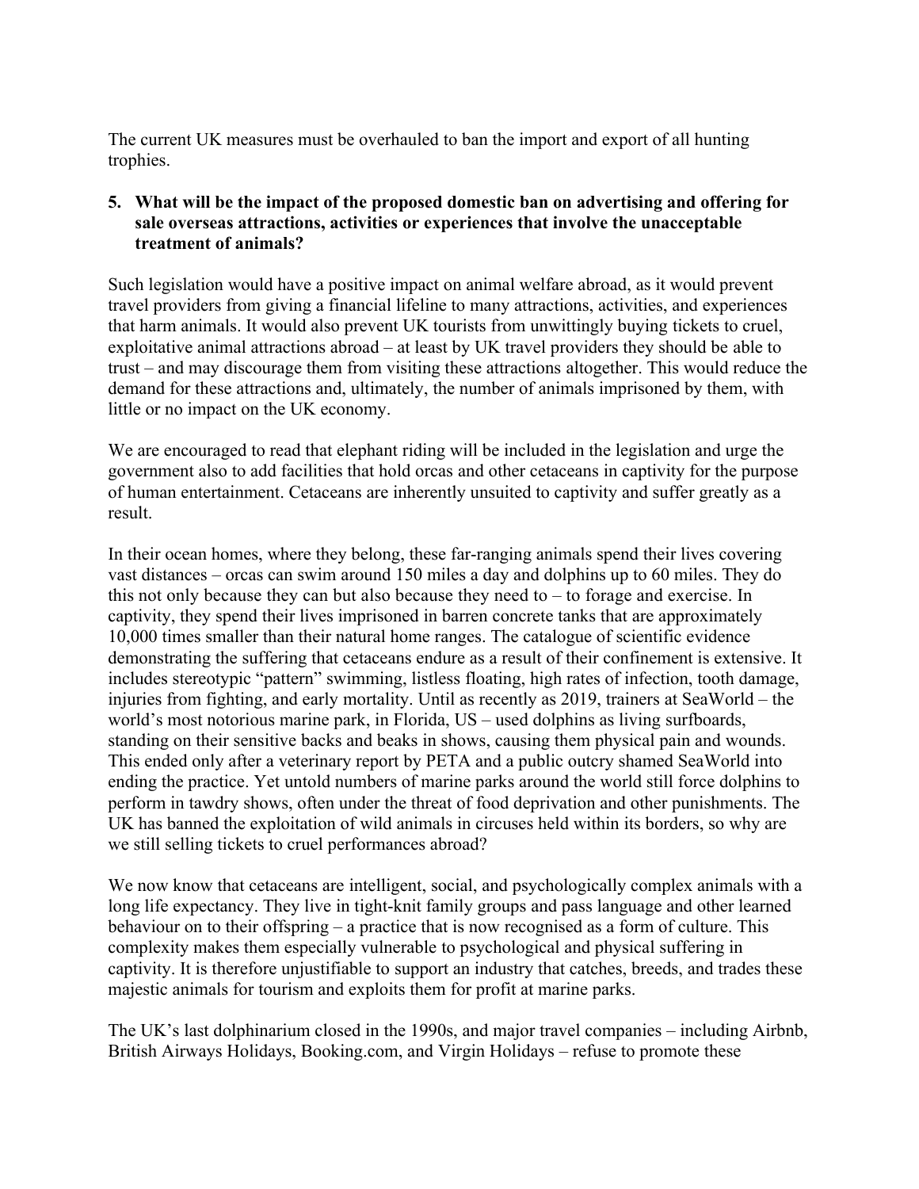The current UK measures must be overhauled to ban the import and export of all hunting trophies.

**5. What will be the impact of the proposed domestic ban on advertising and offering for sale overseas attractions, activities or experiences that involve the unacceptable treatment of animals?**

Such legislation would have a positive impact on animal welfare abroad, as it would prevent travel providers from giving a financial lifeline to many attractions, activities, and experiences that harm animals. It would also prevent UK tourists from unwittingly buying tickets to cruel, exploitative animal attractions abroad – at least by UK travel providers they should be able to trust – and may discourage them from visiting these attractions altogether. This would reduce the demand for these attractions and, ultimately, the number of animals imprisoned by them, with little or no impact on the UK economy.

We are encouraged to read that elephant riding will be included in the legislation and urge the government also to add facilities that hold orcas and other cetaceans in captivity for the purpose of human entertainment. Cetaceans are inherently unsuited to captivity and suffer greatly as a result.

In their ocean homes, where they belong, these far-ranging animals spend their lives covering vast distances – orcas can swim around 150 miles a day and dolphins up to 60 miles. They do this not only because they can but also because they need to – to forage and exercise. In captivity, they spend their lives imprisoned in barren concrete tanks that are approximately 10,000 times smaller than their natural home ranges. The catalogue of scientific evidence demonstrating the suffering that cetaceans endure as a result of their confinement is extensive. It includes stereotypic "pattern" swimming, listless floating, high rates of infection, tooth damage, injuries from fighting, and early mortality. Until as recently as 2019, trainers at SeaWorld – the world's most notorious marine park, in Florida, US – used dolphins as living surfboards, standing on their sensitive backs and beaks in shows, causing them physical pain and wounds. This ended only after a veterinary report by PETA and a public outcry shamed SeaWorld into ending the practice. Yet untold numbers of marine parks around the world still force dolphins to perform in tawdry shows, often under the threat of food deprivation and other punishments. The UK has banned the exploitation of wild animals in circuses held within its borders, so why are we still selling tickets to cruel performances abroad?

We now know that cetaceans are intelligent, social, and psychologically complex animals with a long life expectancy. They live in tight-knit family groups and pass language and other learned behaviour on to their offspring – a practice that is now recognised as a form of culture. This complexity makes them especially vulnerable to psychological and physical suffering in captivity. It is therefore unjustifiable to support an industry that catches, breeds, and trades these majestic animals for tourism and exploits them for profit at marine parks.

The UK's last dolphinarium closed in the 1990s, and major travel companies – including Airbnb, British Airways Holidays, Booking.com, and Virgin Holidays – refuse to promote these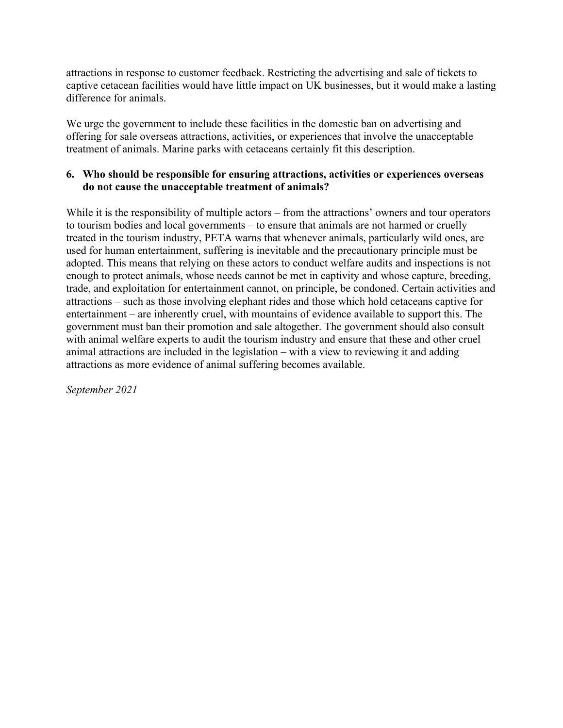attractions in response to customer feedback. Restricting the advertising and sale of tickets to captive cetacean facilities would have little impact on UK businesses, but it would make a lasting difference for animals.

We urge the government to include these facilities in the domestic ban on advertising and offering for sale overseas attractions, activities, or experiences that involve the unacceptable treatment of animals. Marine parks with cetaceans certainly fit this description.

**6. Who should be responsible for ensuring attractions, activities or experiences overseas do not cause the unacceptable treatment of animals?**

While it is the responsibility of multiple actors – from the attractions' owners and tour operators to tourism bodies and local governments – to ensure that animals are not harmed or cruelly treated in the tourism industry, PETA warns that whenever animals, particularly wild ones, are used for human entertainment, suffering is inevitable and the precautionary principle must be adopted. This means that relying on these actors to conduct welfare audits and inspections is not enough to protect animals, whose needs cannot be met in captivity and whose capture, breeding, trade, and exploitation for entertainment cannot, on principle, be condoned. Certain activities and attractions – such as those involving elephant rides and those which hold cetaceans captive for entertainment – are inherently cruel, with mountains of evidence available to support this. The government must ban their promotion and sale altogether. The government should also consult with animal welfare experts to audit the tourism industry and ensure that these and other cruel animal attractions are included in the legislation – with a view to reviewing it and adding attractions as more evidence of animal suffering becomes available.

*September 2021*